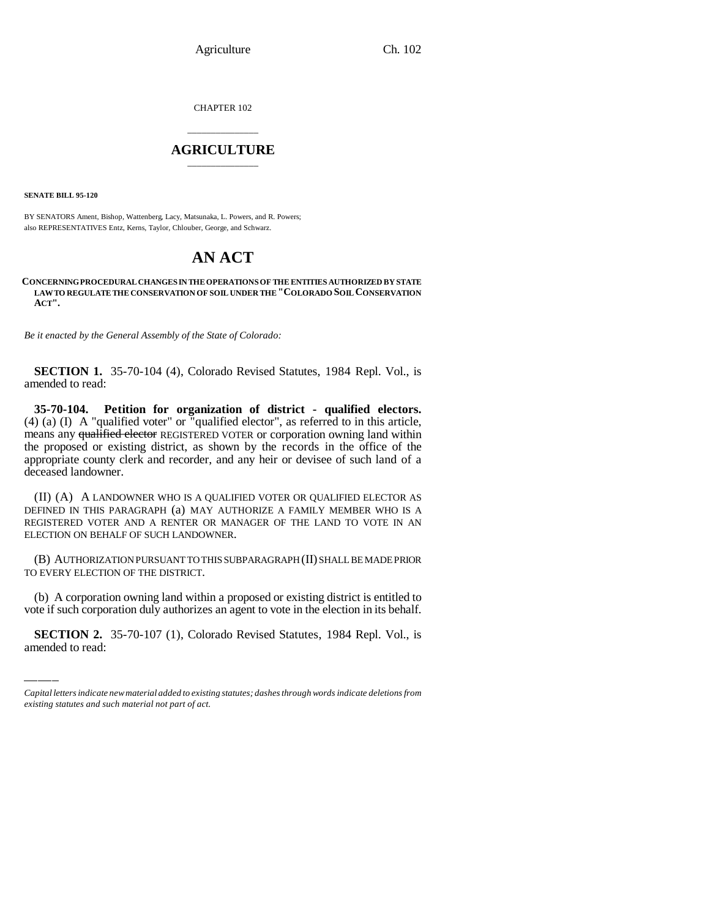CHAPTER 102

## AGRICULTURE

**SENATE BILL 95-120**

BY SENATORS Ament, Bishop, Wattenberg, Lacy, Matsunaka, L. Powers, and R. Powers;
also REPRESENTATIVES Entz, Kerns, Taylor, Chlouber, George, and Schwarz.

# AN ACT

**CONCERNING PROCEDURAL CHANGES IN THE OPERATIONS OF THE ENTITIES AUTHORIZED BY STATE LAW TO REGULATE THE CONSERVATION OF SOIL UNDER THE "COLORADO SOIL CONSERVATION ACT".**

*Be it enacted by the General Assembly of the State of Colorado:*

**SECTION 1.** 35-70-104 (4), Colorado Revised Statutes, 1984 Repl. Vol., is amended to read:

**35-70-104. Petition for organization of district - qualified electors.** (4) (a) (I) A "qualified voter" or "qualified elector", as referred to in this article, means any ~~qualified elector~~ REGISTERED VOTER or corporation owning land within the proposed or existing district, as shown by the records in the office of the appropriate county clerk and recorder, and any heir or devisee of such land of a deceased landowner.

(II) (A) A LANDOWNER WHO IS A QUALIFIED VOTER OR QUALIFIED ELECTOR AS DEFINED IN THIS PARAGRAPH (a) MAY AUTHORIZE A FAMILY MEMBER WHO IS A REGISTERED VOTER AND A RENTER OR MANAGER OF THE LAND TO VOTE IN AN ELECTION ON BEHALF OF SUCH LANDOWNER.

(B) AUTHORIZATION PURSUANT TO THIS SUBPARAGRAPH (II) SHALL BE MADE PRIOR TO EVERY ELECTION OF THE DISTRICT.

(b) A corporation owning land within a proposed or existing district is entitled to vote if such corporation duly authorizes an agent to vote in the election in its behalf.

**SECTION 2.** 35-70-107 (1), Colorado Revised Statutes, 1984 Repl. Vol., is amended to read:

*Capital letters indicate new material added to existing statutes; dashes through words indicate deletions from existing statutes and such material not part of act.*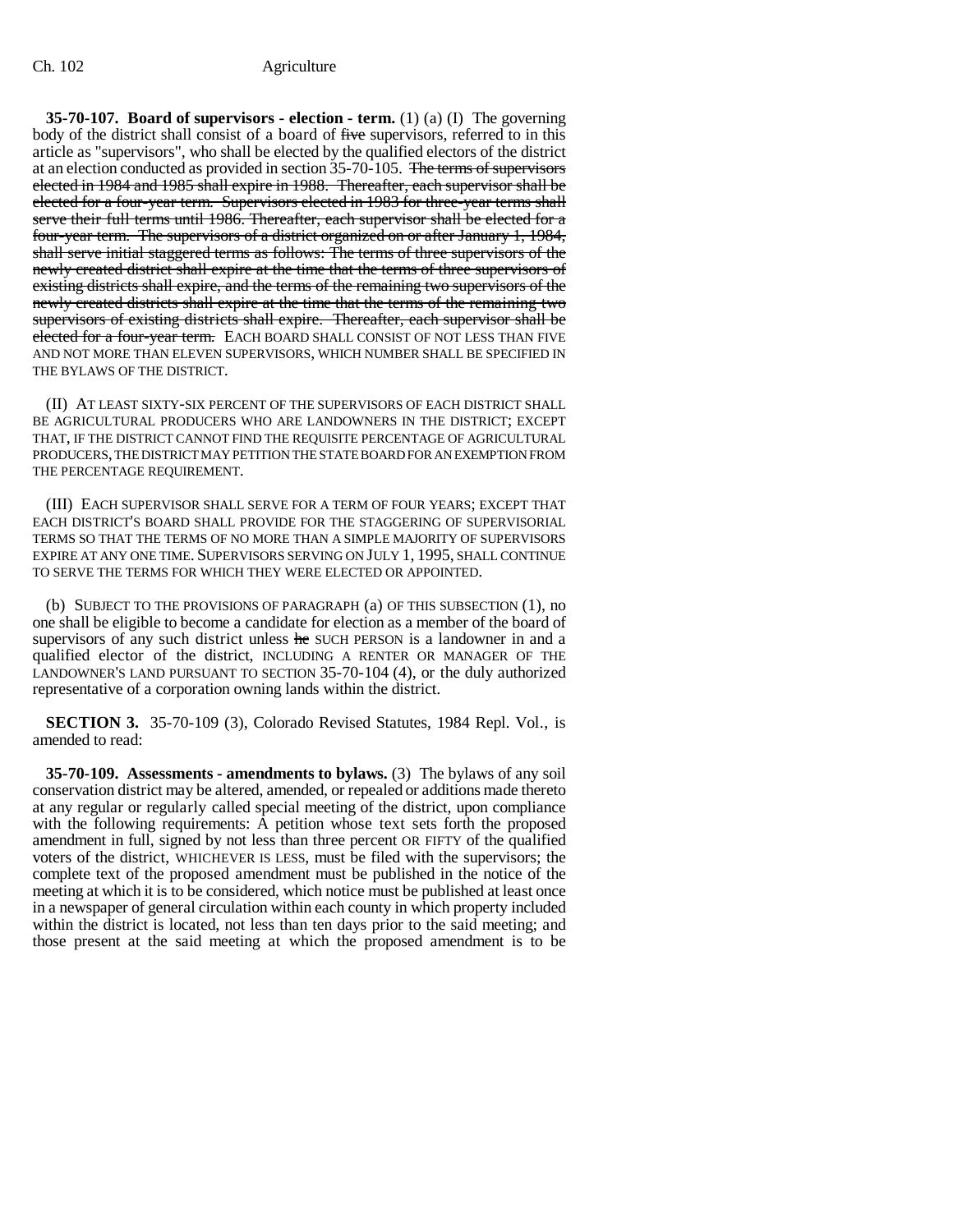**35-70-107. Board of supervisors - election - term.** (1) (a) (I) The governing body of the district shall consist of a board of ~~five~~ supervisors, referred to in this article as "supervisors", who shall be elected by the qualified electors of the district at an election conducted as provided in section 35-70-105. ~~The terms of supervisors elected in 1984 and 1985 shall expire in 1988. Thereafter, each supervisor shall be elected for a four-year term. Supervisors elected in 1983 for three-year terms shall serve their full terms until 1986. Thereafter, each supervisor shall be elected for a four-year term. The supervisors of a district organized on or after January 1, 1984, shall serve initial staggered terms as follows: The terms of three supervisors of the newly created district shall expire at the time that the terms of three supervisors of existing districts shall expire, and the terms of the remaining two supervisors of the newly created districts shall expire at the time that the terms of the remaining two supervisors of existing districts shall expire. Thereafter, each supervisor shall be elected for a four-year term.~~ EACH BOARD SHALL CONSIST OF NOT LESS THAN FIVE AND NOT MORE THAN ELEVEN SUPERVISORS, WHICH NUMBER SHALL BE SPECIFIED IN THE BYLAWS OF THE DISTRICT.

(II) AT LEAST SIXTY-SIX PERCENT OF THE SUPERVISORS OF EACH DISTRICT SHALL BE AGRICULTURAL PRODUCERS WHO ARE LANDOWNERS IN THE DISTRICT; EXCEPT THAT, IF THE DISTRICT CANNOT FIND THE REQUISITE PERCENTAGE OF AGRICULTURAL PRODUCERS, THE DISTRICT MAY PETITION THE STATE BOARD FOR AN EXEMPTION FROM THE PERCENTAGE REQUIREMENT.

(III) EACH SUPERVISOR SHALL SERVE FOR A TERM OF FOUR YEARS; EXCEPT THAT EACH DISTRICT'S BOARD SHALL PROVIDE FOR THE STAGGERING OF SUPERVISORIAL TERMS SO THAT THE TERMS OF NO MORE THAN A SIMPLE MAJORITY OF SUPERVISORS EXPIRE AT ANY ONE TIME. SUPERVISORS SERVING ON JULY 1, 1995, SHALL CONTINUE TO SERVE THE TERMS FOR WHICH THEY WERE ELECTED OR APPOINTED.

(b) SUBJECT TO THE PROVISIONS OF PARAGRAPH (a) OF THIS SUBSECTION (1), no one shall be eligible to become a candidate for election as a member of the board of supervisors of any such district unless ~~he~~ SUCH PERSON is a landowner in and a qualified elector of the district, INCLUDING A RENTER OR MANAGER OF THE LANDOWNER'S LAND PURSUANT TO SECTION 35-70-104 (4), or the duly authorized representative of a corporation owning lands within the district.

**SECTION 3.** 35-70-109 (3), Colorado Revised Statutes, 1984 Repl. Vol., is amended to read:

**35-70-109. Assessments - amendments to bylaws.** (3) The bylaws of any soil conservation district may be altered, amended, or repealed or additions made thereto at any regular or regularly called special meeting of the district, upon compliance with the following requirements: A petition whose text sets forth the proposed amendment in full, signed by not less than three percent OR FIFTY of the qualified voters of the district, WHICHEVER IS LESS, must be filed with the supervisors; the complete text of the proposed amendment must be published in the notice of the meeting at which it is to be considered, which notice must be published at least once in a newspaper of general circulation within each county in which property included within the district is located, not less than ten days prior to the said meeting; and those present at the said meeting at which the proposed amendment is to be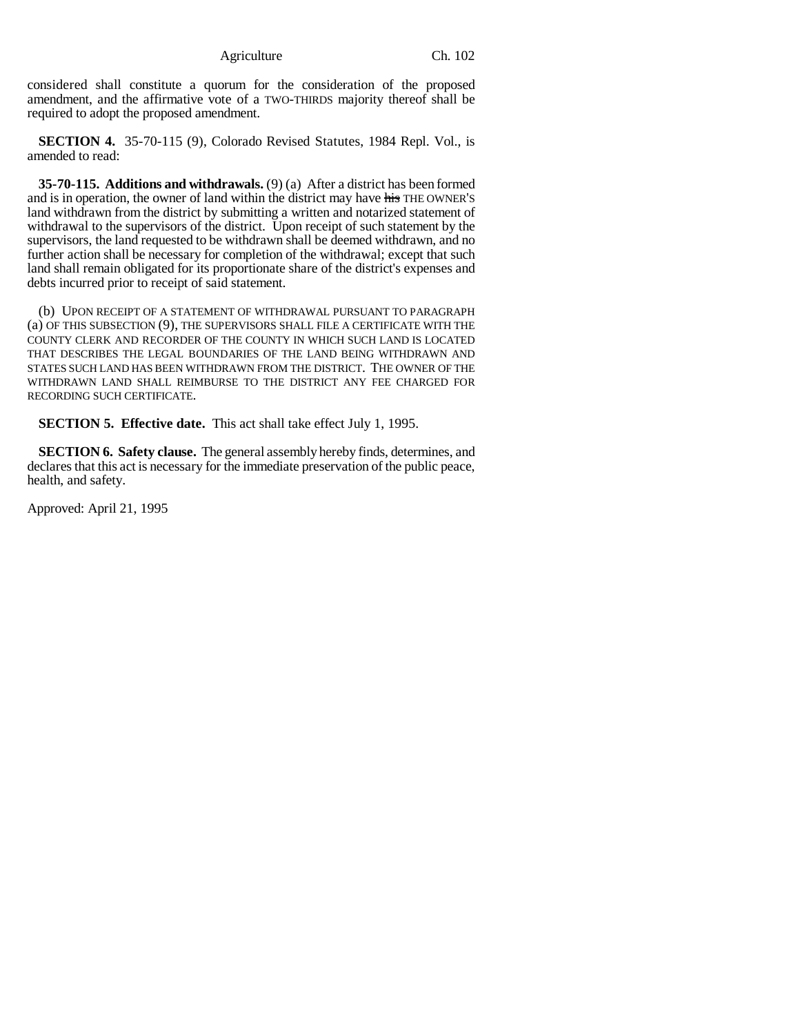considered shall constitute a quorum for the consideration of the proposed amendment, and the affirmative vote of a TWO-THIRDS majority thereof shall be required to adopt the proposed amendment.

**SECTION 4.** 35-70-115 (9), Colorado Revised Statutes, 1984 Repl. Vol., is amended to read:

**35-70-115. Additions and withdrawals.** (9) (a) After a district has been formed and is in operation, the owner of land within the district may have ~~his~~ THE OWNER'S land withdrawn from the district by submitting a written and notarized statement of withdrawal to the supervisors of the district. Upon receipt of such statement by the supervisors, the land requested to be withdrawn shall be deemed withdrawn, and no further action shall be necessary for completion of the withdrawal; except that such land shall remain obligated for its proportionate share of the district's expenses and debts incurred prior to receipt of said statement.

(b) UPON RECEIPT OF A STATEMENT OF WITHDRAWAL PURSUANT TO PARAGRAPH (a) OF THIS SUBSECTION (9), THE SUPERVISORS SHALL FILE A CERTIFICATE WITH THE COUNTY CLERK AND RECORDER OF THE COUNTY IN WHICH SUCH LAND IS LOCATED THAT DESCRIBES THE LEGAL BOUNDARIES OF THE LAND BEING WITHDRAWN AND STATES SUCH LAND HAS BEEN WITHDRAWN FROM THE DISTRICT. THE OWNER OF THE WITHDRAWN LAND SHALL REIMBURSE TO THE DISTRICT ANY FEE CHARGED FOR RECORDING SUCH CERTIFICATE.

**SECTION 5. Effective date.** This act shall take effect July 1, 1995.

**SECTION 6. Safety clause.** The general assembly hereby finds, determines, and declares that this act is necessary for the immediate preservation of the public peace, health, and safety.

Approved: April 21, 1995